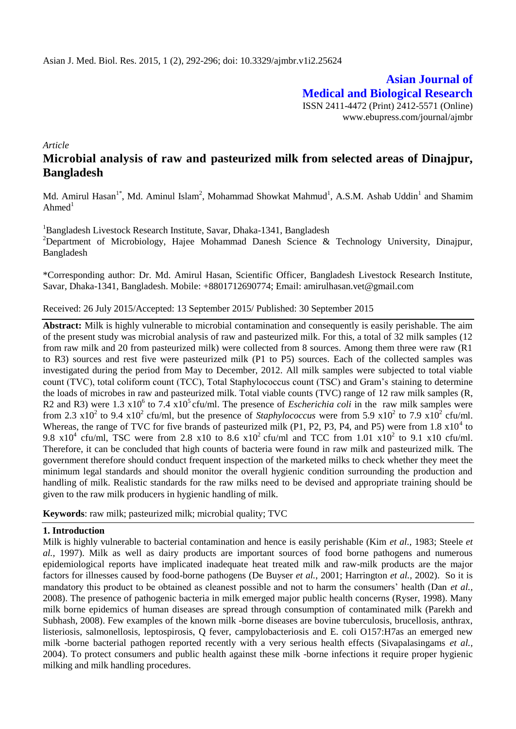# Asian Journal of Medical and Biological Research

ISSN 2411-4472 (Print) 2412-5571 (Online)
www.ebupress.com/journal/ajmbr

*Article*

# Microbial analysis of raw and pasteurized milk from selected areas of Dinajpur, Bangladesh

Md. Amirul Hasan[1*], Md. Aminul Islam[2], Mohammad Showkat Mahmud[1], A.S.M. Ashab Uddin[1] and Shamim Ahmed[1]

[1]Bangladesh Livestock Research Institute, Savar, Dhaka-1341, Bangladesh

[2]Department of Microbiology, Hajee Mohammad Danesh Science & Technology University, Dinajpur, Bangladesh

*Corresponding author: Dr. Md. Amirul Hasan, Scientific Officer, Bangladesh Livestock Research Institute, Savar, Dhaka-1341, Bangladesh. Mobile: +8801712690774; Email: amirulhasan.vet@gmail.com

Received: 26 July 2015/Accepted: 13 September 2015/ Published: 30 September 2015

**Abstract:** Milk is highly vulnerable to microbial contamination and consequently is easily perishable. The aim of the present study was microbial analysis of raw and pasteurized milk. For this, a total of 32 milk samples (12 from raw milk and 20 from pasteurized milk) were collected from 8 sources. Among them three were raw (R1 to R3) sources and rest five were pasteurized milk (P1 to P5) sources. Each of the collected samples was investigated during the period from May to December, 2012. All milk samples were subjected to total viable count (TVC), total coliform count (TCC), Total Staphylococcus count (TSC) and Gram's staining to determine the loads of microbes in raw and pasteurized milk. Total viable counts (TVC) range of 12 raw milk samples (R, R2 and R3) were 1.3 $x10^6$ to 7.4 $x10^5$ cfu/ml. The presence of *Escherichia coli* in the raw milk samples were from 2.3 $x10^2$ to 9.4 $x10^2$ cfu/ml, but the presence of *Staphylococcus* were from 5.9 $x10^2$ to 7.9 $x10^2$ cfu/ml. Whereas, the range of TVC for five brands of pasteurized milk (P1, P2, P3, P4, and P5) were from 1.8 $x10^4$ to 9.8 $x10^4$ cfu/ml, TSC were from 2.8 x10 to 8.6 $x10^2$ cfu/ml and TCC from 1.01 $x10^2$ to 9.1 x10 cfu/ml. Therefore, it can be concluded that high counts of bacteria were found in raw milk and pasteurized milk. The government therefore should conduct frequent inspection of the marketed milks to check whether they meet the minimum legal standards and should monitor the overall hygienic condition surrounding the production and handling of milk. Realistic standards for the raw milks need to be devised and appropriate training should be given to the raw milk producers in hygienic handling of milk.

**Keywords**: raw milk; pasteurized milk; microbial quality; TVC

## 1. Introduction

Milk is highly vulnerable to bacterial contamination and hence is easily perishable (Kim *et al.,* 1983; Steele *et al.,* 1997). Milk as well as dairy products are important sources of food borne pathogens and numerous epidemiological reports have implicated inadequate heat treated milk and raw-milk products are the major factors for illnesses caused by food-borne pathogens (De Buyser *et al.,* 2001; Harrington *et al.,* 2002). So it is mandatory this product to be obtained as cleanest possible and not to harm the consumers' health (Dan *et al.,* 2008). The presence of pathogenic bacteria in milk emerged major public health concerns (Ryser, 1998). Many milk borne epidemics of human diseases are spread through consumption of contaminated milk (Parekh and Subhash, 2008). Few examples of the known milk -borne diseases are bovine tuberculosis, brucellosis, anthrax, listeriosis, salmonellosis, leptospirosis, Q fever, campylobacteriosis and E. coli O157:H7as an emerged new milk -borne bacterial pathogen reported recently with a very serious health effects (Sivapalasingams *et al.,* 2004). To protect consumers and public health against these milk -borne infections it require proper hygienic milking and milk handling procedures.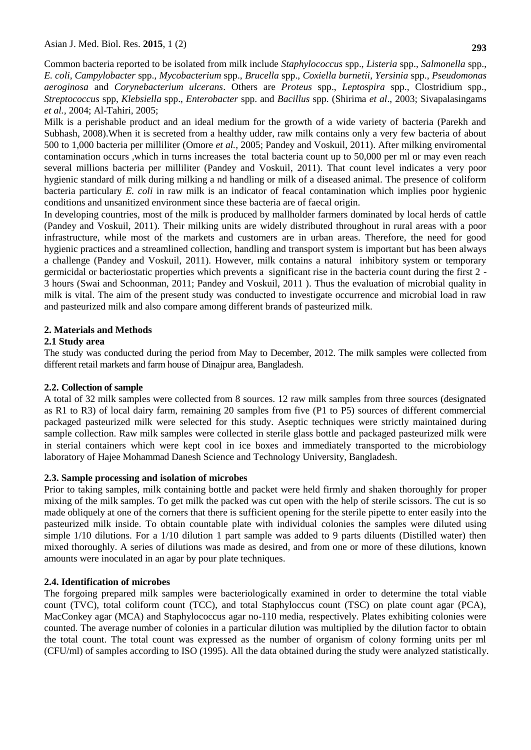Common bacteria reported to be isolated from milk include *Staphylococcus* spp., *Listeria* spp., *Salmonella* spp., *E. coli*, *Campylobacter* spp., *Mycobacterium* spp., *Brucella* spp., *Coxiella burnetii*, *Yersinia* spp., *Pseudomonas aeroginosa* and *Corynebacterium ulcerans*. Others are *Proteus* spp., *Leptospira* spp., Clostridium spp., *Streptococcus* spp, *Klebsiella* spp., *Enterobacter* spp. and *Bacillus* spp. (Shirima *et al*., 2003; Sivapalasingams *et al.*, 2004; Al-Tahiri, 2005;

Milk is a perishable product and an ideal medium for the growth of a wide variety of bacteria (Parekh and Subhash, 2008).When it is secreted from a healthy udder, raw milk contains only a very few bacteria of about 500 to 1,000 bacteria per milliliter (Omore *et al.*, 2005; Pandey and Voskuil, 2011). After milking enviromental contamination occurs ,which in turns increases the total bacteria count up to 50,000 per ml or may even reach several millions bacteria per milliliter (Pandey and Voskuil, 2011). That count level indicates a very poor hygienic standard of milk during milking a nd handling or milk of a diseased animal. The presence of coliform bacteria particulary *E. coli* in raw milk is an indicator of feacal contamination which implies poor hygienic conditions and unsanitized environment since these bacteria are of faecal origin.

In developing countries, most of the milk is produced by mallholder farmers dominated by local herds of cattle (Pandey and Voskuil, 2011). Their milking units are widely distributed throughout in rural areas with a poor infrastructure, while most of the markets and customers are in urban areas. Therefore, the need for good hygienic practices and a streamlined collection, handling and transport system is important but has been always a challenge (Pandey and Voskuil, 2011). However, milk contains a natural inhibitory system or temporary germicidal or bacteriostatic properties which prevents a significant rise in the bacteria count during the first 2 - 3 hours (Swai and Schoonman, 2011; Pandey and Voskuil, 2011 ). Thus the evaluation of microbial quality in milk is vital. The aim of the present study was conducted to investigate occurrence and microbial load in raw and pasteurized milk and also compare among different brands of pasteurized milk.

## 2. Materials and Methods

### 2.1 Study area

The study was conducted during the period from May to December, 2012. The milk samples were collected from different retail markets and farm house of Dinajpur area, Bangladesh.

### 2.2. Collection of sample

A total of 32 milk samples were collected from 8 sources. 12 raw milk samples from three sources (designated as R1 to R3) of local dairy farm, remaining 20 samples from five (P1 to P5) sources of different commercial packaged pasteurized milk were selected for this study. Aseptic techniques were strictly maintained during sample collection. Raw milk samples were collected in sterile glass bottle and packaged pasteurized milk were in sterial containers which were kept cool in ice boxes and immediately transported to the microbiology laboratory of Hajee Mohammad Danesh Science and Technology University, Bangladesh.

### 2.3. Sample processing and isolation of microbes

Prior to taking samples, milk containing bottle and packet were held firmly and shaken thoroughly for proper mixing of the milk samples. To get milk the packed was cut open with the help of sterile scissors. The cut is so made obliquely at one of the corners that there is sufficient opening for the sterile pipette to enter easily into the pasteurized milk inside. To obtain countable plate with individual colonies the samples were diluted using simple 1/10 dilutions. For a 1/10 dilution 1 part sample was added to 9 parts diluents (Distilled water) then mixed thoroughly. A series of dilutions was made as desired, and from one or more of these dilutions, known amounts were inoculated in an agar by pour plate techniques.

### 2.4. Identification of microbes

The forgoing prepared milk samples were bacteriologically examined in order to determine the total viable count (TVC), total coliform count (TCC), and total Staphyloccus count (TSC) on plate count agar (PCA), MacConkey agar (MCA) and Staphylococcus agar no-110 media, respectively. Plates exhibiting colonies were counted. The average number of colonies in a particular dilution was multiplied by the dilution factor to obtain the total count. The total count was expressed as the number of organism of colony forming units per ml (CFU/ml) of samples according to ISO (1995). All the data obtained during the study were analyzed statistically.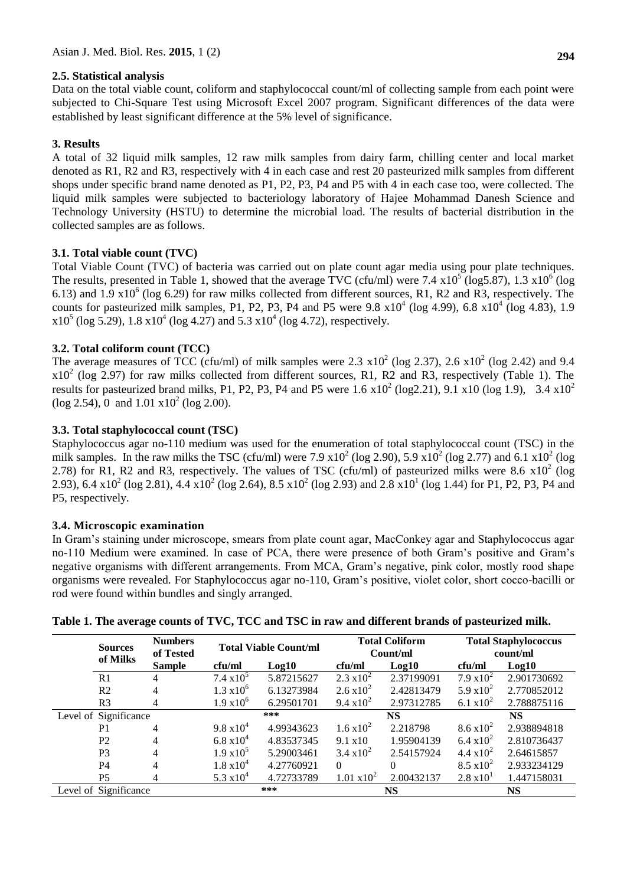### 2.5. Statistical analysis

Data on the total viable count, coliform and staphylococcal count/ml of collecting sample from each point were subjected to Chi-Square Test using Microsoft Excel 2007 program. Significant differences of the data were established by least significant difference at the 5% level of significance.

## 3. Results

A total of 32 liquid milk samples, 12 raw milk samples from dairy farm, chilling center and local market denoted as R1, R2 and R3, respectively with 4 in each case and rest 20 pasteurized milk samples from different shops under specific brand name denoted as P1, P2, P3, P4 and P5 with 4 in each case too, were collected. The liquid milk samples were subjected to bacteriology laboratory of Hajee Mohammad Danesh Science and Technology University (HSTU) to determine the microbial load. The results of bacterial distribution in the collected samples are as follows.

### 3.1. Total viable count (TVC)

Total Viable Count (TVC) of bacteria was carried out on plate count agar media using pour plate techniques. The results, presented in Table 1, showed that the average TVC (cfu/ml) were 7.4 $x10^5$ (log5.87), 1.3 $x10^6$ (log 6.13) and 1.9 $x10^6$ (log 6.29) for raw milks collected from different sources, R1, R2 and R3, respectively. The counts for pasteurized milk samples, P1, P2, P3, P4 and P5 were 9.8 $x10^4$ (log 4.99), 6.8 $x10^4$ (log 4.83), 1.9 $x10^5$ (log 5.29), 1.8 $x10^4$ (log 4.27) and 5.3 $x10^4$ (log 4.72), respectively.

### 3.2. Total coliform count (TCC)

The average measures of TCC (cfu/ml) of milk samples were 2.3 $x10^2$ (log 2.37), 2.6 $x10^2$ (log 2.42) and 9.4 $x10^2$ (log 2.97) for raw milks collected from different sources, R1, R2 and R3, respectively (Table 1). The results for pasteurized brand milks, P1, P2, P3, P4 and P5 were 1.6 $x10^2$ (log2.21), 9.1 x10 (log 1.9), 3.4 $x10^2$ (log 2.54), 0 and 1.01 $x10^2$ (log 2.00).

### 3.3. Total staphylococcal count (TSC)

Staphylococcus agar no-110 medium was used for the enumeration of total staphylococcal count (TSC) in the milk samples. In the raw milks the TSC (cfu/ml) were 7.9 $x10^2$ (log 2.90), 5.9 $x10^2$ (log 2.77) and 6.1 $x10^2$ (log 2.78) for R1, R2 and R3, respectively. The values of TSC (cfu/ml) of pasteurized milks were 8.6 $x10^2$ (log 2.93), 6.4 $x10^2$ (log 2.81), 4.4 $x10^2$ (log 2.64), 8.5 $x10^2$ (log 2.93) and 2.8 $x10^1$ (log 1.44) for P1, P2, P3, P4 and P5, respectively.

### 3.4. Microscopic examination

In Gram's staining under microscope, smears from plate count agar, MacConkey agar and Staphylococcus agar no-110 Medium were examined. In case of PCA, there were presence of both Gram's positive and Gram's negative organisms with different arrangements. From MCA, Gram's negative, pink color, mostly rood shape organisms were revealed. For Staphylococcus agar no-110, Gram's positive, violet color, short cocco-bacilli or rod were found within bundles and singly arranged.

**Table 1. The average counts of TVC, TCC and TSC in raw and different brands of pasteurized milk.**

| Sources of Milks | Numbers of Tested Sample | Total Viable Count/ml | | Total Coliform Count/ml | | Total Staphylococcus count/ml | |
|---|---|---|---|---|---|---|---|
| | | cfu/ml | Log10 | cfu/ml | Log10 | cfu/ml | Log10 |
| R1 | 4 | 7.4 $x10^5$ | 5.87215627 | 2.3 $x10^2$ | 2.37199091 | 7.9 $x10^2$ | 2.901730692 |
| R2 | 4 | 1.3 $x10^6$ | 6.13273984 | 2.6 $x10^2$ | 2.42813479 | 5.9 $x10^2$ | 2.770852012 |
| R3 | 4 | 1.9 $x10^6$ | 6.29501701 | 9.4 $x10^2$ | 2.97312785 | 6.1 $x10^2$ | 2.788875116 |
| Level of Significance | | *** | | NS | | NS | |
| P1 | 4 | 9.8 $x10^4$ | 4.99343623 | 1.6 $x10^2$ | 2.218798 | 8.6 $x10^2$ | 2.938894818 |
| P2 | 4 | 6.8 $x10^4$ | 4.83537345 | 9.1 x10 | 1.95904139 | 6.4 $x10^2$ | 2.810736437 |
| P3 | 4 | 1.9 $x10^5$ | 5.29003461 | 3.4 $x10^2$ | 2.54157924 | 4.4 $x10^2$ | 2.64615857 |
| P4 | 4 | 1.8 $x10^4$ | 4.27760921 | 0 | 0 | 8.5 $x10^2$ | 2.933234129 |
| P5 | 4 | 5.3 $x10^4$ | 4.72733789 | 1.01 $x10^2$ | 2.00432137 | 2.8 $x10^1$ | 1.447158031 |
| Level of Significance | | *** | | NS | | NS | |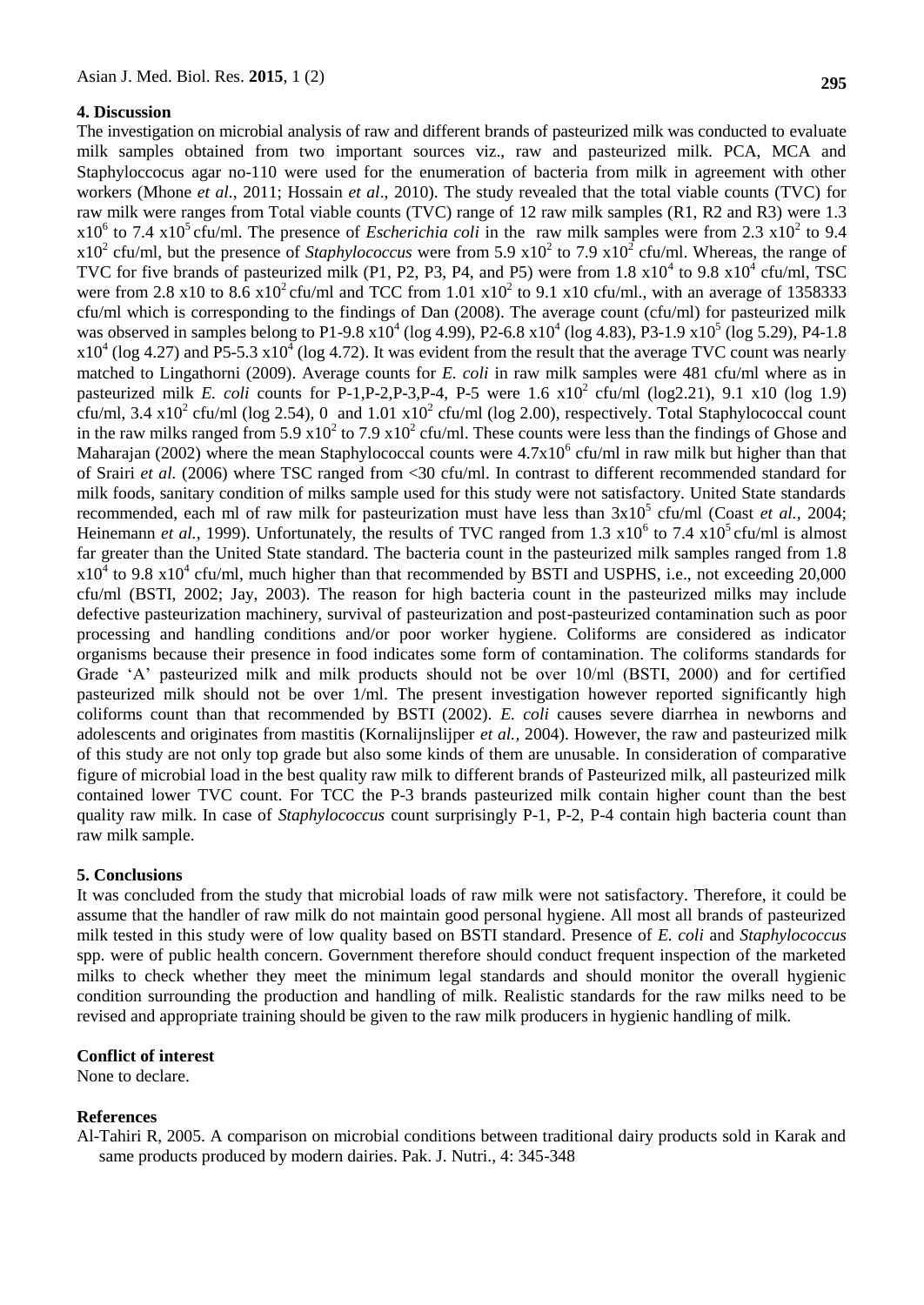## 4. Discussion

The investigation on microbial analysis of raw and different brands of pasteurized milk was conducted to evaluate milk samples obtained from two important sources viz., raw and pasteurized milk. PCA, MCA and Staphyloccocus agar no-110 were used for the enumeration of bacteria from milk in agreement with other workers (Mhone *et al*., 2011; Hossain *et al*., 2010). The study revealed that the total viable counts (TVC) for raw milk were ranges from Total viable counts (TVC) range of 12 raw milk samples (R1, R2 and R3) were 1.3 $x10^6$ to 7.4 $x10^5$ cfu/ml. The presence of *Escherichia coli* in the raw milk samples were from 2.3 $x10^2$ to 9.4 $x10^2$ cfu/ml, but the presence of *Staphylococcus* were from 5.9 $x10^2$ to 7.9 $x10^2$ cfu/ml. Whereas, the range of TVC for five brands of pasteurized milk (P1, P2, P3, P4, and P5) were from 1.8 $x10^4$ to 9.8 $x10^4$ cfu/ml, TSC were from 2.8 x10 to 8.6 $x10^2$ cfu/ml and TCC from 1.01 $x10^2$ to 9.1 x10 cfu/ml., with an average of 1358333 cfu/ml which is corresponding to the findings of Dan (2008). The average count (cfu/ml) for pasteurized milk was observed in samples belong to P1-9.8 $x10^4$ (log 4.99), P2-6.8 $x10^4$ (log 4.83), P3-1.9 $x10^5$ (log 5.29), P4-1.8 $x10^4$ (log 4.27) and P5-5.3 $x10^4$ (log 4.72). It was evident from the result that the average TVC count was nearly matched to Lingathorni (2009). Average counts for *E. coli* in raw milk samples were 481 cfu/ml where as in pasteurized milk *E. coli* counts for P-1,P-2,P-3,P-4, P-5 were 1.6 $x10^2$ cfu/ml (log2.21), 9.1 x10 (log 1.9) cfu/ml, 3.4 $x10^2$ cfu/ml (log 2.54), 0 and 1.01 $x10^2$ cfu/ml (log 2.00), respectively. Total Staphylococcal count in the raw milks ranged from 5.9 $x10^2$ to 7.9 $x10^2$ cfu/ml. These counts were less than the findings of Ghose and Maharajan (2002) where the mean Staphylococcal counts were $4.7x10^6$ cfu/ml in raw milk but higher than that of Srairi *et al.* (2006) where TSC ranged from <30 cfu/ml. In contrast to different recommended standard for milk foods, sanitary condition of milks sample used for this study were not satisfactory. United State standards recommended, each ml of raw milk for pasteurization must have less than $3x10^5$ cfu/ml (Coast *et al.,* 2004; Heinemann *et al.,* 1999). Unfortunately, the results of TVC ranged from 1.3 $x10^6$ to 7.4 $x10^5$ cfu/ml is almost far greater than the United State standard. The bacteria count in the pasteurized milk samples ranged from 1.8 $x10^4$ to 9.8 $x10^4$ cfu/ml, much higher than that recommended by BSTI and USPHS, i.e., not exceeding 20,000 cfu/ml (BSTI, 2002; Jay, 2003). The reason for high bacteria count in the pasteurized milks may include defective pasteurization machinery, survival of pasteurization and post-pasteurized contamination such as poor processing and handling conditions and/or poor worker hygiene. Coliforms are considered as indicator organisms because their presence in food indicates some form of contamination. The coliforms standards for Grade 'A' pasteurized milk and milk products should not be over 10/ml (BSTI, 2000) and for certified pasteurized milk should not be over 1/ml. The present investigation however reported significantly high coliforms count than that recommended by BSTI (2002). *E. coli* causes severe diarrhea in newborns and adolescents and originates from mastitis (Kornalijnslijper *et al.,* 2004). However, the raw and pasteurized milk of this study are not only top grade but also some kinds of them are unusable. In consideration of comparative figure of microbial load in the best quality raw milk to different brands of Pasteurized milk, all pasteurized milk contained lower TVC count. For TCC the P-3 brands pasteurized milk contain higher count than the best quality raw milk. In case of *Staphylococcus* count surprisingly P-1, P-2, P-4 contain high bacteria count than raw milk sample.

## 5. Conclusions

It was concluded from the study that microbial loads of raw milk were not satisfactory. Therefore, it could be assume that the handler of raw milk do not maintain good personal hygiene. All most all brands of pasteurized milk tested in this study were of low quality based on BSTI standard. Presence of *E. coli* and *Staphylococcus* spp. were of public health concern. Government therefore should conduct frequent inspection of the marketed milks to check whether they meet the minimum legal standards and should monitor the overall hygienic condition surrounding the production and handling of milk. Realistic standards for the raw milks need to be revised and appropriate training should be given to the raw milk producers in hygienic handling of milk.

### Conflict of interest

None to declare.

### References

Al-Tahiri R, 2005. A comparison on microbial conditions between traditional dairy products sold in Karak and same products produced by modern dairies. Pak. J. Nutri., 4: 345-348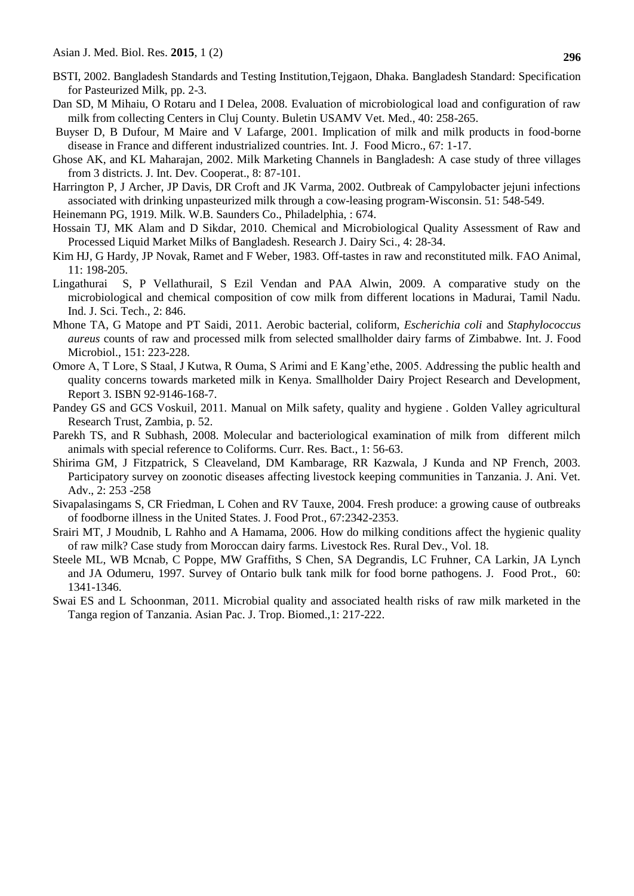BSTI, 2002. Bangladesh Standards and Testing Institution,Tejgaon, Dhaka. Bangladesh Standard: Specification for Pasteurized Milk, pp. 2-3.

Dan SD, M Mihaiu, O Rotaru and I Delea, 2008. Evaluation of microbiological load and configuration of raw milk from collecting Centers in Cluj County. Buletin USAMV Vet. Med., 40: 258-265.

Buyser D, B Dufour, M Maire and V Lafarge, 2001. Implication of milk and milk products in food-borne disease in France and different industrialized countries. Int. J. Food Micro., 67: 1-17.

Ghose AK, and KL Maharajan, 2002. Milk Marketing Channels in Bangladesh: A case study of three villages from 3 districts. J. Int. Dev. Cooperat., 8: 87-101.

Harrington P, J Archer, JP Davis, DR Croft and JK Varma, 2002. Outbreak of Campylobacter jejuni infections associated with drinking unpasteurized milk through a cow-leasing program-Wisconsin. 51: 548-549.

Heinemann PG, 1919. Milk. W.B. Saunders Co., Philadelphia, : 674.

Hossain TJ, MK Alam and D Sikdar, 2010. Chemical and Microbiological Quality Assessment of Raw and Processed Liquid Market Milks of Bangladesh. Research J. Dairy Sci., 4: 28-34.

Kim HJ, G Hardy, JP Novak, Ramet and F Weber, 1983. Off-tastes in raw and reconstituted milk. FAO Animal, 11: 198-205.

Lingathurai S, P Vellathurail, S Ezil Vendan and PAA Alwin, 2009. A comparative study on the microbiological and chemical composition of cow milk from different locations in Madurai, Tamil Nadu. Ind. J. Sci. Tech., 2: 846.

Mhone TA, G Matope and PT Saidi, 2011. Aerobic bacterial, coliform, *Escherichia coli* and *Staphylococcus aureus* counts of raw and processed milk from selected smallholder dairy farms of Zimbabwe. Int. J. Food Microbiol., 151: 223-228.

Omore A, T Lore, S Staal, J Kutwa, R Ouma, S Arimi and E Kang'ethe, 2005. Addressing the public health and quality concerns towards marketed milk in Kenya. Smallholder Dairy Project Research and Development, Report 3. ISBN 92-9146-168-7.

Pandey GS and GCS Voskuil, 2011. Manual on Milk safety, quality and hygiene . Golden Valley agricultural Research Trust, Zambia, p. 52.

Parekh TS, and R Subhash, 2008. Molecular and bacteriological examination of milk from different milch animals with special reference to Coliforms. Curr. Res. Bact., 1: 56-63.

Shirima GM, J Fitzpatrick, S Cleaveland, DM Kambarage, RR Kazwala, J Kunda and NP French, 2003. Participatory survey on zoonotic diseases affecting livestock keeping communities in Tanzania. J. Ani. Vet. Adv., 2: 253 -258

Sivapalasingams S, CR Friedman, L Cohen and RV Tauxe, 2004. Fresh produce: a growing cause of outbreaks of foodborne illness in the United States. J. Food Prot., 67:2342-2353.

Srairi MT, J Moudnib, L Rahho and A Hamama, 2006. How do milking conditions affect the hygienic quality of raw milk? Case study from Moroccan dairy farms. Livestock Res. Rural Dev., Vol. 18.

Steele ML, WB Mcnab, C Poppe, MW Graffiths, S Chen, SA Degrandis, LC Fruhner, CA Larkin, JA Lynch and JA Odumeru, 1997. Survey of Ontario bulk tank milk for food borne pathogens. J. Food Prot., 60: 1341-1346.

Swai ES and L Schoonman, 2011. Microbial quality and associated health risks of raw milk marketed in the Tanga region of Tanzania. Asian Pac. J. Trop. Biomed.,1: 217-222.